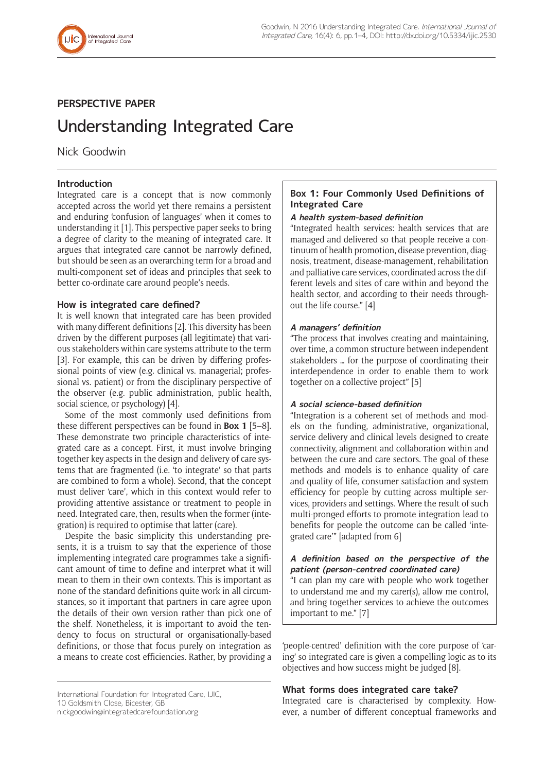## PERSPECTIVE PAPER

# Understanding Integrated Care

Nick Goodwin

### Introduction

Integrated care is a concept that is now commonly accepted across the world yet there remains a persistent and enduring 'confusion of languages' when it comes to understanding it [1]. This perspective paper seeks to bring a degree of clarity to the meaning of integrated care. It argues that integrated care cannot be narrowly defined, but should be seen as an overarching term for a broad and multi-component set of ideas and principles that seek to better co-ordinate care around people's needs.

### How is integrated care defined?

It is well known that integrated care has been provided with many different definitions [2]. This diversity has been driven by the different purposes (all legitimate) that various stakeholders within care systems attribute to the term [3]. For example, this can be driven by differing professional points of view (e.g. clinical vs. managerial; professional vs. patient) or from the disciplinary perspective of the observer (e.g. public administration, public health, social science, or psychology) [4].

Some of the most commonly used definitions from these different perspectives can be found in **Box 1** [5–8]. These demonstrate two principle characteristics of integrated care as a concept. First, it must involve bringing together key aspects in the design and delivery of care systems that are fragmented (i.e. 'to integrate' so that parts are combined to form a whole). Second, that the concept must deliver 'care', which in this context would refer to providing attentive assistance or treatment to people in need. Integrated care, then, results when the former (integration) is required to optimise that latter (care).

Despite the basic simplicity this understanding presents, it is a truism to say that the experience of those implementing integrated care programmes take a significant amount of time to define and interpret what it will mean to them in their own contexts. This is important as none of the standard definitions quite work in all circumstances, so it important that partners in care agree upon the details of their own version rather than pick one of the shelf. Nonetheless, it is important to avoid the tendency to focus on structural or organisationally-based definitions, or those that focus purely on integration as a means to create cost efficiencies. Rather, by providing a 'people-centred' definition with the core purpose of 'caring' so integrated care is given a compelling logic as to its objectives and how success might be judged [8].

> **Box 1: Four Commonly Used Definitions of Integrated Care**
>
> ***A health system-based definition***
>
> "Integrated health services: health services that are managed and delivered so that people receive a continuum of health promotion, disease prevention, diagnosis, treatment, disease-management, rehabilitation and palliative care services, coordinated across the different levels and sites of care within and beyond the health sector, and according to their needs throughout the life course." [4]
>
> ***A managers' definition***
>
> "The process that involves creating and maintaining, over time, a common structure between independent stakeholders … for the purpose of coordinating their interdependence in order to enable them to work together on a collective project" [5]
>
> ***A social science-based definition***
>
> "Integration is a coherent set of methods and models on the funding, administrative, organizational, service delivery and clinical levels designed to create connectivity, alignment and collaboration within and between the cure and care sectors. The goal of these methods and models is to enhance quality of care and quality of life, consumer satisfaction and system efficiency for people by cutting across multiple services, providers and settings. Where the result of such multi-pronged efforts to promote integration lead to benefits for people the outcome can be called 'integrated care'" [adapted from 6]
>
> ***A definition based on the perspective of the patient (person-centred coordinated care)***
>
> "I can plan my care with people who work together to understand me and my carer(s), allow me control, and bring together services to achieve the outcomes important to me." [7]

### What forms does integrated care take?

Integrated care is characterised by complexity. However, a number of different conceptual frameworks and

International Foundation for Integrated Care, IJIC, 10 Goldsmith Close, Bicester, GB
nickgoodwin@integratedcarefoundation.org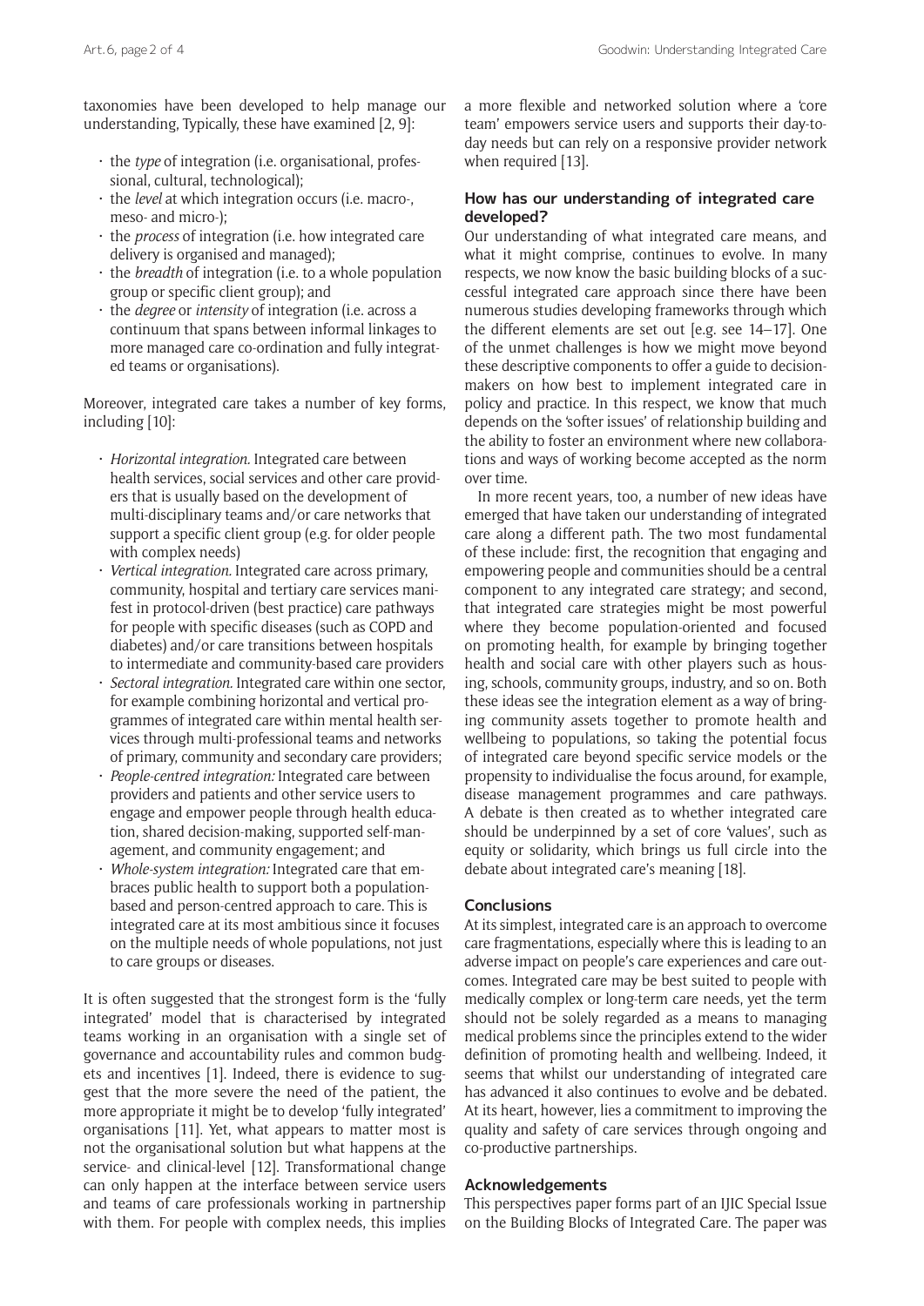taxonomies have been developed to help manage our understanding, Typically, these have examined [2, 9]:

- the *type* of integration (i.e. organisational, professional, cultural, technological);
- the *level* at which integration occurs (i.e. macro-, meso- and micro-);
- the *process* of integration (i.e. how integrated care delivery is organised and managed);
- the *breadth* of integration (i.e. to a whole population group or specific client group); and
- the *degree* or *intensity* of integration (i.e. across a continuum that spans between informal linkages to more managed care co-ordination and fully integrated teams or organisations).

Moreover, integrated care takes a number of key forms, including [10]:

- *Horizontal integration.* Integrated care between health services, social services and other care providers that is usually based on the development of multi-disciplinary teams and/or care networks that support a specific client group (e.g. for older people with complex needs)
- *Vertical integration.* Integrated care across primary, community, hospital and tertiary care services manifest in protocol-driven (best practice) care pathways for people with specific diseases (such as COPD and diabetes) and/or care transitions between hospitals to intermediate and community-based care providers
- *Sectoral integration.* Integrated care within one sector, for example combining horizontal and vertical programmes of integrated care within mental health services through multi-professional teams and networks of primary, community and secondary care providers;
- *People-centred integration:* Integrated care between providers and patients and other service users to engage and empower people through health education, shared decision-making, supported self-management, and community engagement; and
- *Whole-system integration:* Integrated care that embraces public health to support both a population-based and person-centred approach to care. This is integrated care at its most ambitious since it focuses on the multiple needs of whole populations, not just to care groups or diseases.

It is often suggested that the strongest form is the 'fully integrated' model that is characterised by integrated teams working in an organisation with a single set of governance and accountability rules and common budgets and incentives [1]. Indeed, there is evidence to suggest that the more severe the need of the patient, the more appropriate it might be to develop 'fully integrated' organisations [11]. Yet, what appears to matter most is not the organisational solution but what happens at the service- and clinical-level [12]. Transformational change can only happen at the interface between service users and teams of care professionals working in partnership with them. For people with complex needs, this implies a more flexible and networked solution where a 'core team' empowers service users and supports their day-to-day needs but can rely on a responsive provider network when required [13].

### How has our understanding of integrated care developed?

Our understanding of what integrated care means, and what it might comprise, continues to evolve. In many respects, we now know the basic building blocks of a successful integrated care approach since there have been numerous studies developing frameworks through which the different elements are set out [e.g. see 14–17]. One of the unmet challenges is how we might move beyond these descriptive components to offer a guide to decision-makers on how best to implement integrated care in policy and practice. In this respect, we know that much depends on the 'softer issues' of relationship building and the ability to foster an environment where new collaborations and ways of working become accepted as the norm over time.

In more recent years, too, a number of new ideas have emerged that have taken our understanding of integrated care along a different path. The two most fundamental of these include: first, the recognition that engaging and empowering people and communities should be a central component to any integrated care strategy; and second, that integrated care strategies might be most powerful where they become population-oriented and focused on promoting health, for example by bringing together health and social care with other players such as housing, schools, community groups, industry, and so on. Both these ideas see the integration element as a way of bringing community assets together to promote health and wellbeing to populations, so taking the potential focus of integrated care beyond specific service models or the propensity to individualise the focus around, for example, disease management programmes and care pathways. A debate is then created as to whether integrated care should be underpinned by a set of core 'values', such as equity or solidarity, which brings us full circle into the debate about integrated care's meaning [18].

### Conclusions

At its simplest, integrated care is an approach to overcome care fragmentations, especially where this is leading to an adverse impact on people's care experiences and care outcomes. Integrated care may be best suited to people with medically complex or long-term care needs, yet the term should not be solely regarded as a means to managing medical problems since the principles extend to the wider definition of promoting health and wellbeing. Indeed, it seems that whilst our understanding of integrated care has advanced it also continues to evolve and be debated. At its heart, however, lies a commitment to improving the quality and safety of care services through ongoing and co-productive partnerships.

### Acknowledgements

This perspectives paper forms part of an IJIC Special Issue on the Building Blocks of Integrated Care. The paper was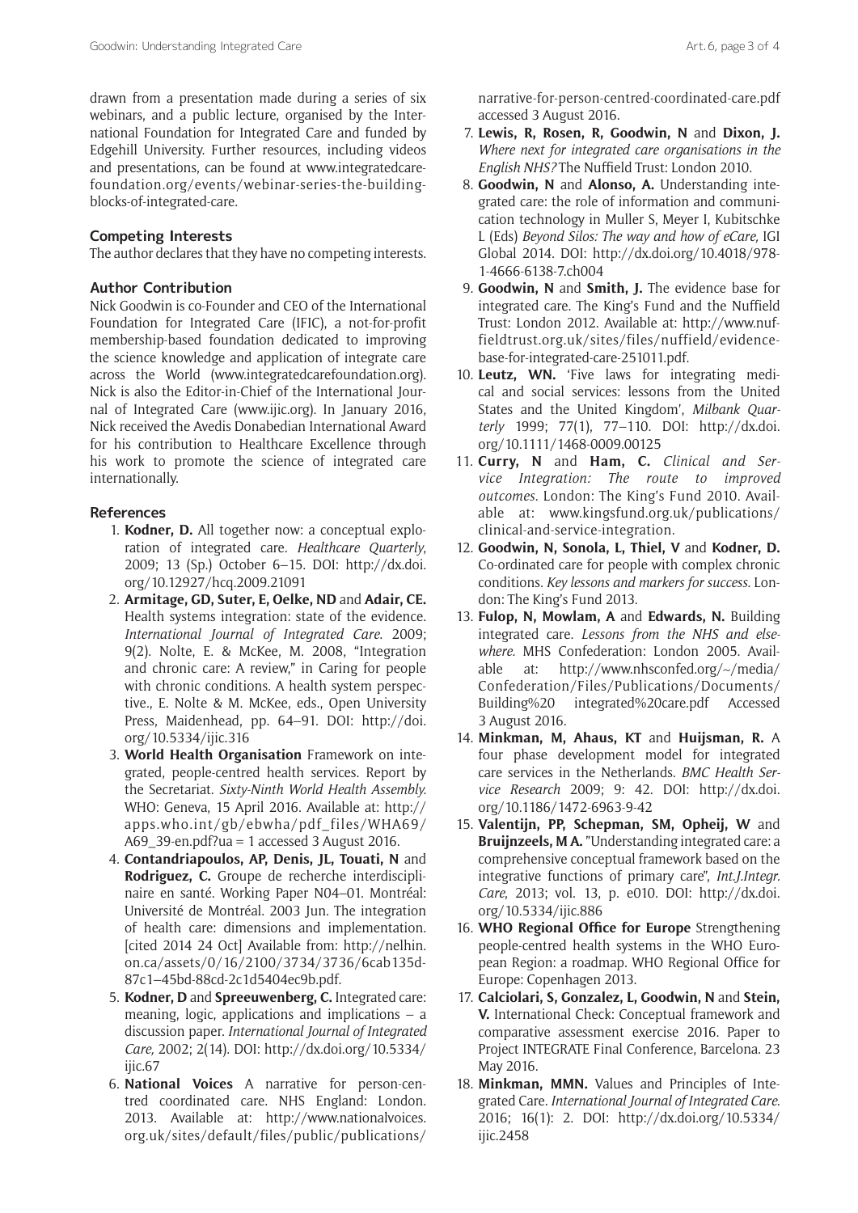drawn from a presentation made during a series of six webinars, and a public lecture, organised by the International Foundation for Integrated Care and funded by Edgehill University. Further resources, including videos and presentations, can be found at www.integratedcarefoundation.org/events/webinar-series-the-building-blocks-of-integrated-care.

## Competing Interests

The author declares that they have no competing interests.

## Author Contribution

Nick Goodwin is co-Founder and CEO of the International Foundation for Integrated Care (IFIC), a not-for-profit membership-based foundation dedicated to improving the science knowledge and application of integrate care across the World (www.integratedcarefoundation.org). Nick is also the Editor-in-Chief of the International Journal of Integrated Care (www.ijic.org). In January 2016, Nick received the Avedis Donabedian International Award for his contribution to Healthcare Excellence through his work to promote the science of integrated care internationally.

## References

1. **Kodner, D.** All together now: a conceptual exploration of integrated care. *Healthcare Quarterly*, 2009; 13 (Sp.) October 6–15. DOI: http://dx.doi.org/10.12927/hcq.2009.21091
2. **Armitage, GD, Suter, E, Oelke, ND** and **Adair, CE.** Health systems integration: state of the evidence. *International Journal of Integrated Care.* 2009; 9(2). Nolte, E. & McKee, M. 2008, "Integration and chronic care: A review," in Caring for people with chronic conditions. A health system perspective., E. Nolte & M. McKee, eds., Open University Press, Maidenhead, pp. 64–91. DOI: http://doi.org/10.5334/ijic.316
3. **World Health Organisation** Framework on integrated, people-centred health services. Report by the Secretariat. *Sixty-Ninth World Health Assembly.* WHO: Geneva, 15 April 2016. Available at: http://apps.who.int/gb/ebwha/pdf_files/WHA69/A69_39-en.pdf?ua = 1 accessed 3 August 2016.
4. **Contandriapoulos, AP, Denis, JL, Touati, N** and **Rodriguez, C.** Groupe de recherche interdisciplinaire en santé. Working Paper N04–01. Montréal: Université de Montréal. 2003 Jun. The integration of health care: dimensions and implementation. [cited 2014 24 Oct] Available from: http://nelhin.on.ca/assets/0/16/2100/3734/3736/6cab135d-87c1–45bd-88cd-2c1d5404ec9b.pdf.
5. **Kodner, D** and **Spreeuwenberg, C.** Integrated care: meaning, logic, applications and implications – a discussion paper. *International Journal of Integrated Care,* 2002; 2(14). DOI: http://dx.doi.org/10.5334/ijic.67
6. **National Voices** A narrative for person-centred coordinated care. NHS England: London. 2013. Available at: http://www.nationalvoices.org.uk/sites/default/files/public/publications/narrative-for-person-centred-coordinated-care.pdf accessed 3 August 2016.
7. **Lewis, R, Rosen, R, Goodwin, N** and **Dixon, J.** *Where next for integrated care organisations in the English NHS?* The Nuffield Trust: London 2010.
8. **Goodwin, N** and **Alonso, A.** Understanding integrated care: the role of information and communication technology in Muller S, Meyer I, Kubitschke L (Eds) *Beyond Silos: The way and how of eCare,* IGI Global 2014. DOI: http://dx.doi.org/10.4018/978-1-4666-6138-7.ch004
9. **Goodwin, N** and **Smith, J.** The evidence base for integrated care. The King's Fund and the Nuffield Trust: London 2012. Available at: http://www.nuffieldtrust.org.uk/sites/files/nuffield/evidence-base-for-integrated-care-251011.pdf.
10. **Leutz, WN.** 'Five laws for integrating medical and social services: lessons from the United States and the United Kingdom', *Milbank Quarterly* 1999; 77(1), 77–110. DOI: http://dx.doi.org/10.1111/1468-0009.00125
11. **Curry, N** and **Ham, C.** *Clinical and Service Integration: The route to improved outcomes.* London: The King's Fund 2010. Available at: www.kingsfund.org.uk/publications/clinical-and-service-integration.
12. **Goodwin, N, Sonola, L, Thiel, V** and **Kodner, D.** Co-ordinated care for people with complex chronic conditions. *Key lessons and markers for success.* London: The King's Fund 2013.
13. **Fulop, N, Mowlam, A** and **Edwards, N.** Building integrated care. *Lessons from the NHS and elsewhere.* MHS Confederation: London 2005. Available at: http://www.nhsconfed.org/~/media/Confederation/Files/Publications/Documents/Building%20 integrated%20care.pdf Accessed 3 August 2016.
14. **Minkman, M, Ahaus, KT** and **Huijsman, R.** A four phase development model for integrated care services in the Netherlands. *BMC Health Service Research* 2009; 9: 42. DOI: http://dx.doi.org/10.1186/1472-6963-9-42
15. **Valentijn, PP, Schepman, SM, Opheij, W** and **Bruijnzeels, M A.** "Understanding integrated care: a comprehensive conceptual framework based on the integrative functions of primary care", *Int.J.Integr. Care*, 2013; vol. 13, p. e010. DOI: http://dx.doi.org/10.5334/ijic.886
16. **WHO Regional Office for Europe** Strengthening people-centred health systems in the WHO European Region: a roadmap. WHO Regional Office for Europe: Copenhagen 2013.
17. **Calciolari, S, Gonzalez, L, Goodwin, N** and **Stein, V.** International Check: Conceptual framework and comparative assessment exercise 2016. Paper to Project INTEGRATE Final Conference, Barcelona. 23 May 2016.
18. **Minkman, MMN.** Values and Principles of Integrated Care. *International Journal of Integrated Care.* 2016; 16(1): 2. DOI: http://dx.doi.org/10.5334/ijic.2458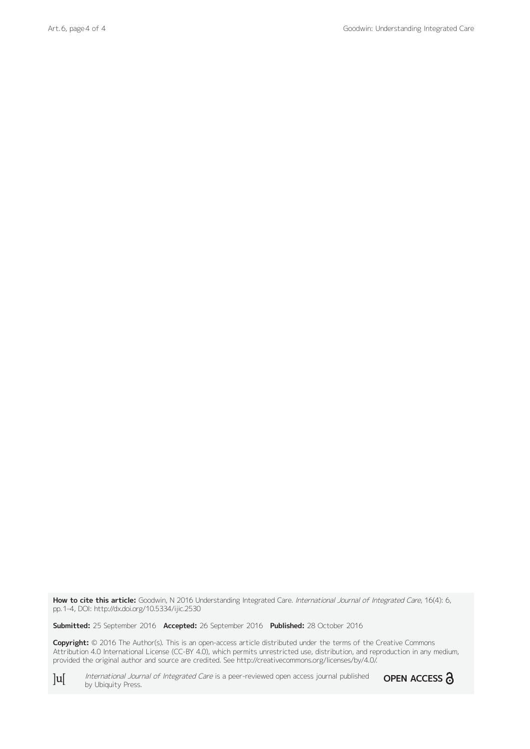**How to cite this article:** Goodwin, N 2016 Understanding Integrated Care. *International Journal of Integrated Care*, 16(4): 6, pp. 1–4, DOI: http://dx.doi.org/10.5334/ijic.2530

**Submitted:** 25 September 2016 **Accepted:** 26 September 2016 **Published:** 28 October 2016

**Copyright:** © 2016 The Author(s). This is an open-access article distributed under the terms of the Creative Commons Attribution 4.0 International License (CC-BY 4.0), which permits unrestricted use, distribution, and reproduction in any medium, provided the original author and source are credited. See http://creativecommons.org/licenses/by/4.0/.

*International Journal of Integrated Care* is a peer-reviewed open access journal published by Ubiquity Press.

**OPEN ACCESS**